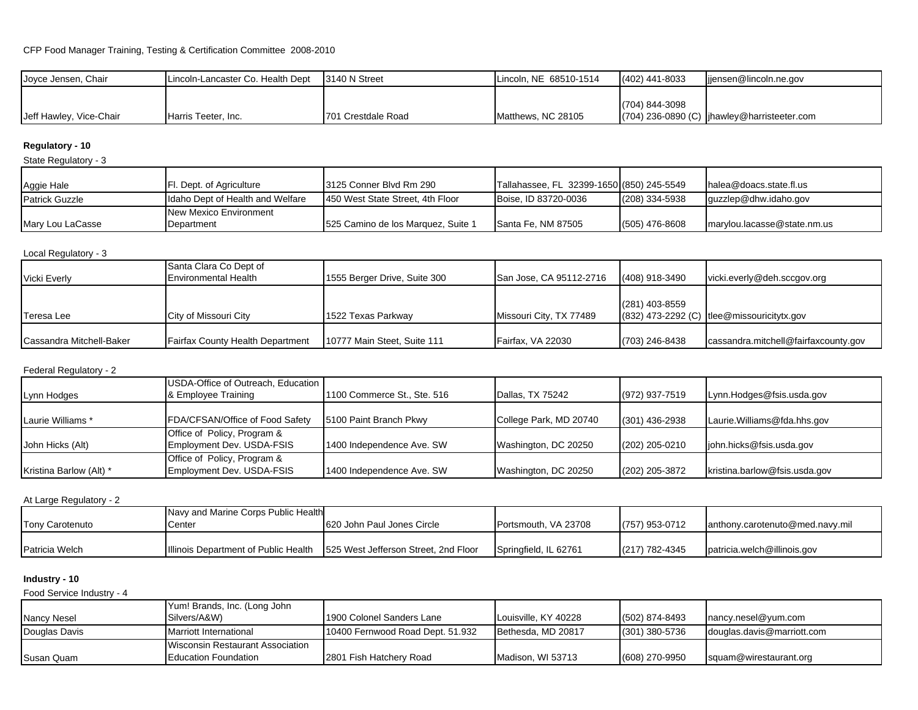CFP Food Manager Training, Testing & Certification Committee 2008-2010

| | | | | | |
|---|---|---|---|---|---|
| Joyce Jensen, Chair | Lincoln-Lancaster Co. Health Dept | 3140 N Street | Lincoln, NE 68510-1514 | (402) 441-8033 | jjensen@lincoln.ne.gov |
| Jeff Hawley, Vice-Chair | Harris Teeter, Inc. | 701 Crestdale Road | Matthews, NC 28105 | (704) 844-3098 (704) 236-0890 (C) | jhawley@harristeeter.com |

**Regulatory - 10**

State Regulatory - 3

| | | | | | |
|---|---|---|---|---|---|
| Aggie Hale | Fl. Dept. of Agriculture | 3125 Conner Blvd Rm 290 | Tallahassee, FL 32399-1650 | (850) 245-5549 | halea@doacs.state.fl.us |
| Patrick Guzzle | Idaho Dept of Health and Welfare | 450 West State Street, 4th Floor | Boise, ID 83720-0036 | (208) 334-5938 | guzzlep@dhw.idaho.gov |
| Mary Lou LaCasse | New Mexico Environment Department | 525 Camino de los Marquez, Suite 1 | Santa Fe, NM 87505 | (505) 476-8608 | marylou.lacasse@state.nm.us |

Local Regulatory - 3

| | | | | | |
|---|---|---|---|---|---|
| Vicki Everly | Santa Clara Co Dept of Environmental Health | 1555 Berger Drive, Suite 300 | San Jose, CA 95112-2716 | (408) 918-3490 | vicki.everly@deh.sccgov.org |
| Teresa Lee | City of Missouri City | 1522 Texas Parkway | Missouri City, TX 77489 | (281) 403-8559 (832) 473-2292 (C) | tlee@missouricitytx.gov |
| Cassandra Mitchell-Baker | Fairfax County Health Department | 10777 Main Steet, Suite 111 | Fairfax, VA 22030 | (703) 246-8438 | cassandra.mitchell@fairfaxcounty.gov |

Federal Regulatory - 2

| | | | | | |
|---|---|---|---|---|---|
| Lynn Hodges | USDA-Office of Outreach, Education & Employee Training | 1100 Commerce St., Ste. 516 | Dallas, TX 75242 | (972) 937-7519 | Lynn.Hodges@fsis.usda.gov |
| Laurie Williams * | FDA/CFSAN/Office of Food Safety | 5100 Paint Branch Pkwy | College Park, MD 20740 | (301) 436-2938 | Laurie.Williams@fda.hhs.gov |
| John Hicks (Alt) | Office of Policy, Program & Employment Dev. USDA-FSIS | 1400 Independence Ave. SW | Washington, DC 20250 | (202) 205-0210 | john.hicks@fsis.usda.gov |
| Kristina Barlow (Alt) * | Office of Policy, Program & Employment Dev. USDA-FSIS | 1400 Independence Ave. SW | Washington, DC 20250 | (202) 205-3872 | kristina.barlow@fsis.usda.gov |

At Large Regulatory - 2

| | | | | | |
|---|---|---|---|---|---|
| Tony Carotenuto | Navy and Marine Corps Public Health Center | 620 John Paul Jones Circle | Portsmouth, VA 23708 | (757) 953-0712 | anthony.carotenuto@med.navy.mil |
| Patricia Welch | Illinois Department of Public Health | 525 West Jefferson Street, 2nd Floor | Springfield, IL 62761 | (217) 782-4345 | patricia.welch@illinois.gov |

**Industry - 10**

Food Service Industry - 4

| | | | | | |
|---|---|---|---|---|---|
| Nancy Nesel | Yum! Brands, Inc. (Long John Silvers/A&W) | 1900 Colonel Sanders Lane | Louisville, KY 40228 | (502) 874-8493 | nancy.nesel@yum.com |
| Douglas Davis | Marriott International | 10400 Fernwood Road Dept. 51.932 | Bethesda, MD 20817 | (301) 380-5736 | douglas.davis@marriott.com |
| Susan Quam | Wisconsin Restaurant Association Education Foundation | 2801 Fish Hatchery Road | Madison, WI 53713 | (608) 270-9950 | squam@wirestaurant.org |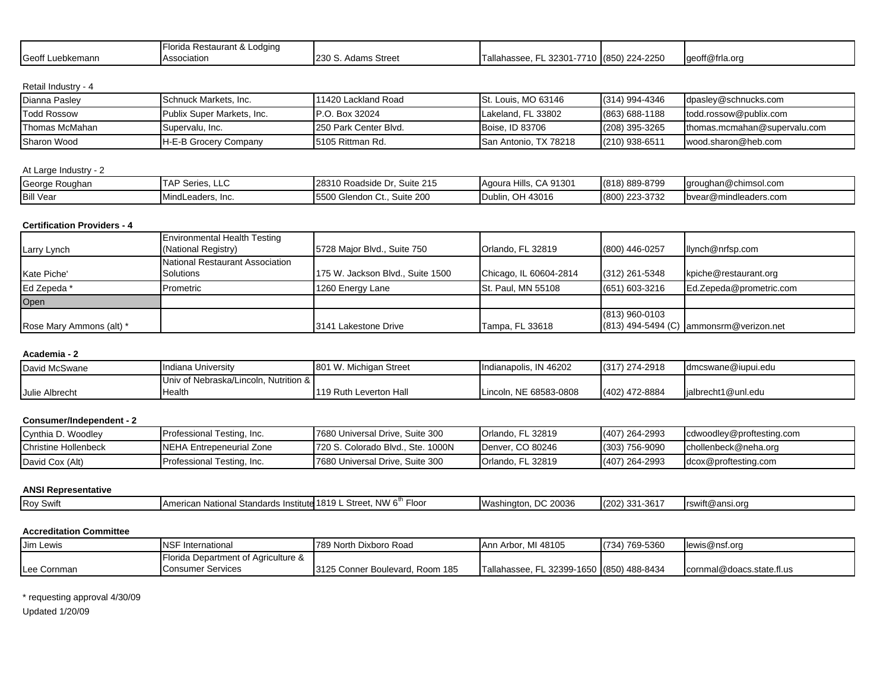| | | | | | |
|---|---|---|---|---|---|
| Geoff Luebkemann | Florida Restaurant & Lodging Association | 230 S. Adams Street | Tallahassee, FL 32301-7710 | (850) 224-2250 | geoff@frla.org |

Retail Industry - 4

| | | | | | |
|---|---|---|---|---|---|
| Dianna Pasley | Schnuck Markets, Inc. | 11420 Lackland Road | St. Louis, MO 63146 | (314) 994-4346 | dpasley@schnucks.com |
| Todd Rossow | Publix Super Markets, Inc. | P.O. Box 32024 | Lakeland, FL 33802 | (863) 688-1188 | todd.rossow@publix.com |
| Thomas McMahan | Supervalu, Inc. | 250 Park Center Blvd. | Boise, ID 83706 | (208) 395-3265 | thomas.mcmahan@supervalu.com |
| Sharon Wood | H-E-B Grocery Company | 5105 Rittman Rd. | San Antonio, TX 78218 | (210) 938-6511 | wood.sharon@heb.com |

At Large Industry - 2

| | | | | | |
|---|---|---|---|---|---|
| George Roughan | TAP Series, LLC | 28310 Roadside Dr, Suite 215 | Agoura Hills, CA 91301 | (818) 889-8799 | groughan@chimsol.com |
| Bill Vear | MindLeaders, Inc. | 5500 Glendon Ct., Suite 200 | Dublin, OH 43016 | (800) 223-3732 | bvear@mindleaders.com |

**Certification Providers - 4**

| | | | | | |
|---|---|---|---|---|---|
| Larry Lynch | Environmental Health Testing (National Registry) | 5728 Major Blvd., Suite 750 | Orlando, FL 32819 | (800) 446-0257 | llynch@nrfsp.com |
| Kate Piche' | National Restaurant Association Solutions | 175 W. Jackson Blvd., Suite 1500 | Chicago, IL 60604-2814 | (312) 261-5348 | kpiche@restaurant.org |
| Ed Zepeda * | Prometric | 1260 Energy Lane | St. Paul, MN 55108 | (651) 603-3216 | Ed.Zepeda@prometric.com |
| Open | | | | | |
| Rose Mary Ammons (alt) * | | 3141 Lakestone Drive | Tampa, FL 33618 | (813) 960-0103 (813) 494-5494 (C) | ammonsrm@verizon.net |

**Academia - 2**

| | | | | | |
|---|---|---|---|---|---|
| David McSwane | Indiana University | 801 W. Michigan Street | Indianapolis, IN 46202 | (317) 274-2918 | dmcswane@iupui.edu |
| Julie Albrecht | Univ of Nebraska/Lincoln, Nutrition & Health | 119 Ruth Leverton Hall | Lincoln, NE 68583-0808 | (402) 472-8884 | jalbrecht1@unl.edu |

**Consumer/Independent - 2**

| | | | | | |
|---|---|---|---|---|---|
| Cynthia D. Woodley | Professional Testing, Inc. | 7680 Universal Drive, Suite 300 | Orlando, FL 32819 | (407) 264-2993 | cdwoodley@proftesting.com |
| Christine Hollenbeck | NEHA Entrepeneurial Zone | 720 S. Colorado Blvd., Ste. 1000N | Denver, CO 80246 | (303) 756-9090 | chollenbeck@neha.org |
| David Cox (Alt) | Professional Testing, Inc. | 7680 Universal Drive, Suite 300 | Orlando, FL 32819 | (407) 264-2993 | dcox@proftesting.com |

**ANSI Representative**

| | | | | | |
|---|---|---|---|---|---|
| Roy Swift | American National Standards Institute | 1819 L Street, NW 6th Floor | Washington, DC 20036 | (202) 331-3617 | rswift@ansi.org |

**Accreditation Committee**

| | | | | | |
|---|---|---|---|---|---|
| Jim Lewis | NSF International | 789 North Dixboro Road | Ann Arbor, MI 48105 | (734) 769-5360 | lewis@nsf.org |
| Lee Cornman | Florida Department of Agriculture & Consumer Services | 3125 Conner Boulevard, Room 185 | Tallahassee, FL 32399-1650 | (850) 488-8434 | cornmal@doacs.state.fl.us |

* requesting approval 4/30/09

Updated 1/20/09